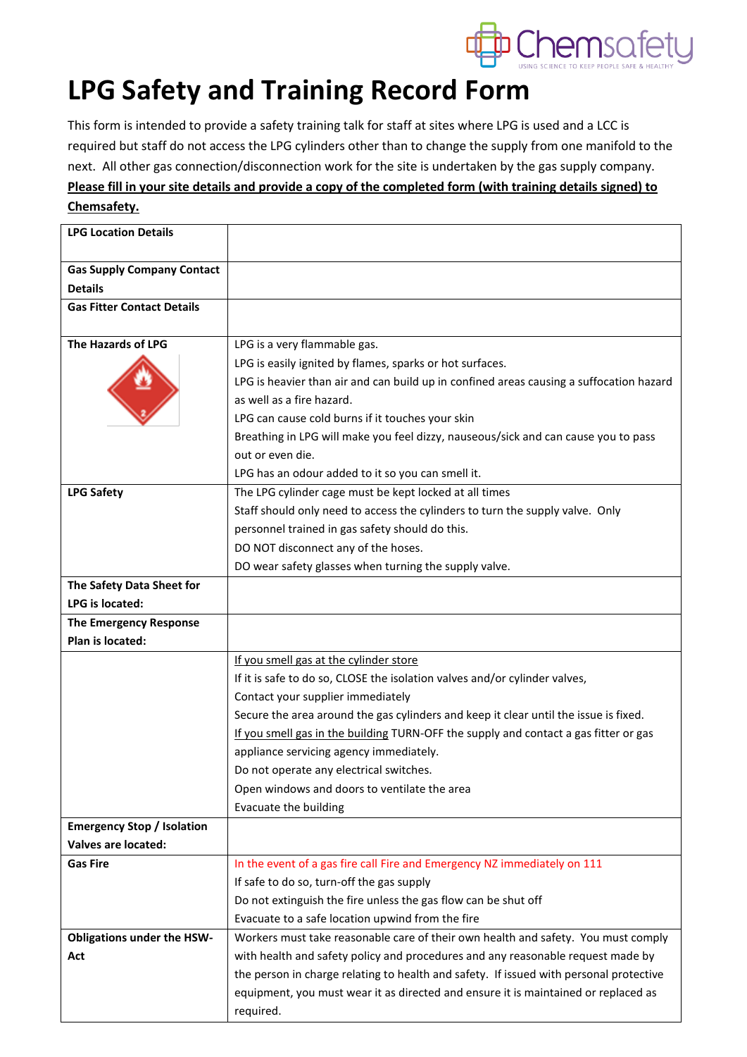# LPG Safety and Training Record Form

This form is intended to provide a safety training talk for staff at sites where LPG is used and a LCC is required but staff do not access the LPG cylinders other than to change the supply from one manifold to the next. All other gas connection/disconnection work for the site is undertaken by the gas supply company.

**Please fill in your site details and provide a copy of the completed form (with training details signed) to Chemsafety.**

| | |
|---|---|
| **LPG Location Details** | |
| **Gas Supply Company Contact Details** | |
| **Gas Fitter Contact Details** | |
| **The Hazards of LPG** | LPG is a very flammable gas.<br>LPG is easily ignited by flames, sparks or hot surfaces.<br>LPG is heavier than air and can build up in confined areas causing a suffocation hazard as well as a fire hazard.<br>LPG can cause cold burns if it touches your skin<br>Breathing in LPG will make you feel dizzy, nauseous/sick and can cause you to pass out or even die.<br>LPG has an odour added to it so you can smell it. |
| **LPG Safety** | The LPG cylinder cage must be kept locked at all times<br>Staff should only need to access the cylinders to turn the supply valve. Only personnel trained in gas safety should do this.<br>DO NOT disconnect any of the hoses.<br>DO wear safety glasses when turning the supply valve. |
| **The Safety Data Sheet for LPG is located:** | |
| **The Emergency Response Plan is located:** | |
| | If you smell gas at the cylinder store<br>If it is safe to do so, CLOSE the isolation valves and/or cylinder valves,<br>Contact your supplier immediately<br>Secure the area around the gas cylinders and keep it clear until the issue is fixed.<br>If you smell gas in the building TURN-OFF the supply and contact a gas fitter or gas appliance servicing agency immediately.<br>Do not operate any electrical switches.<br>Open windows and doors to ventilate the area<br>Evacuate the building |
| **Emergency Stop / Isolation Valves are located:** | |
| **Gas Fire** | In the event of a gas fire call Fire and Emergency NZ immediately on 111<br>If safe to do so, turn-off the gas supply<br>Do not extinguish the fire unless the gas flow can be shut off<br>Evacuate to a safe location upwind from the fire |
| **Obligations under the HSW-Act** | Workers must take reasonable care of their own health and safety. You must comply with health and safety policy and procedures and any reasonable request made by the person in charge relating to health and safety. If issued with personal protective equipment, you must wear it as directed and ensure it is maintained or replaced as required. |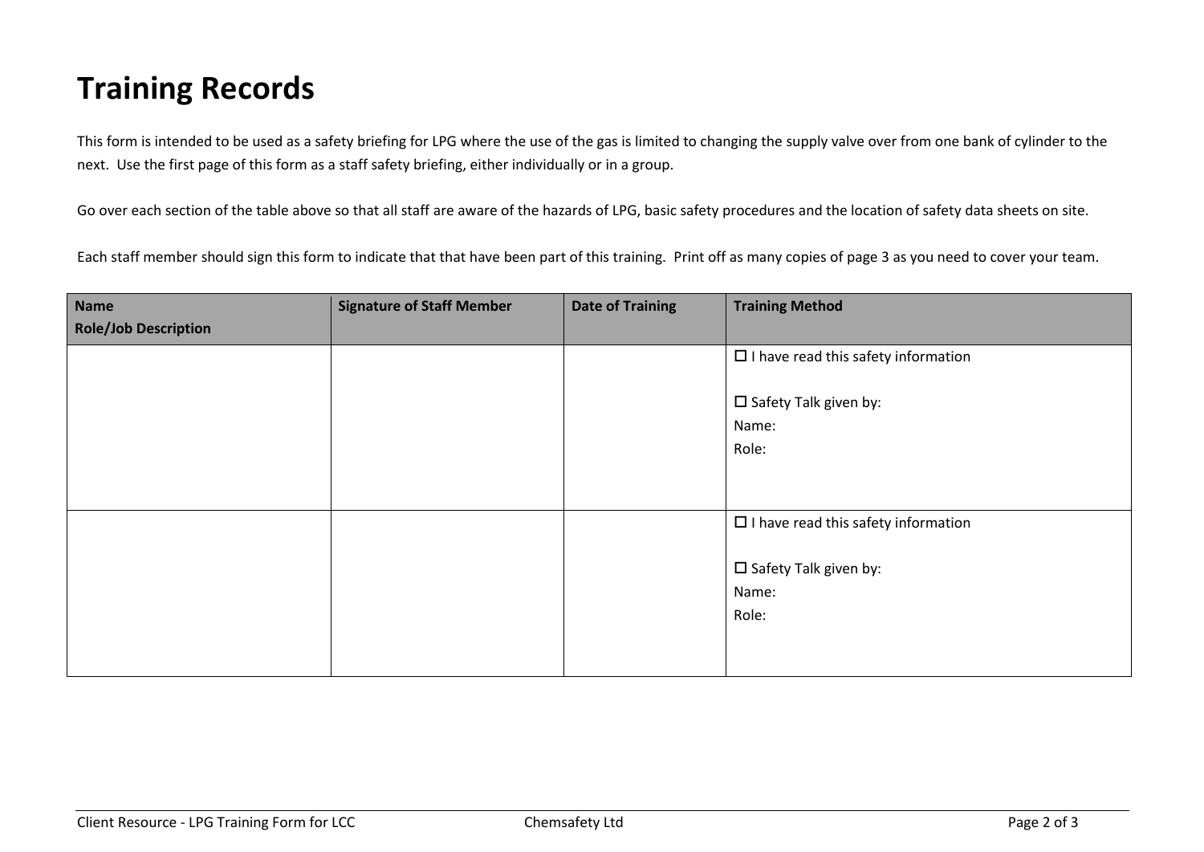# Training Records

This form is intended to be used as a safety briefing for LPG where the use of the gas is limited to changing the supply valve over from one bank of cylinder to the next. Use the first page of this form as a staff safety briefing, either individually or in a group.

Go over each section of the table above so that all staff are aware of the hazards of LPG, basic safety procedures and the location of safety data sheets on site.

Each staff member should sign this form to indicate that that have been part of this training. Print off as many copies of page 3 as you need to cover your team.

| **Name**<br>**Role/Job Description** | **Signature of Staff Member** | **Date of Training** | **Training Method** |
|---|---|---|---|
| | | | ☐ I have read this safety information<br><br>☐ Safety Talk given by:<br>Name:<br>Role: |
| | | | ☐ I have read this safety information<br><br>☐ Safety Talk given by:<br>Name:<br>Role: |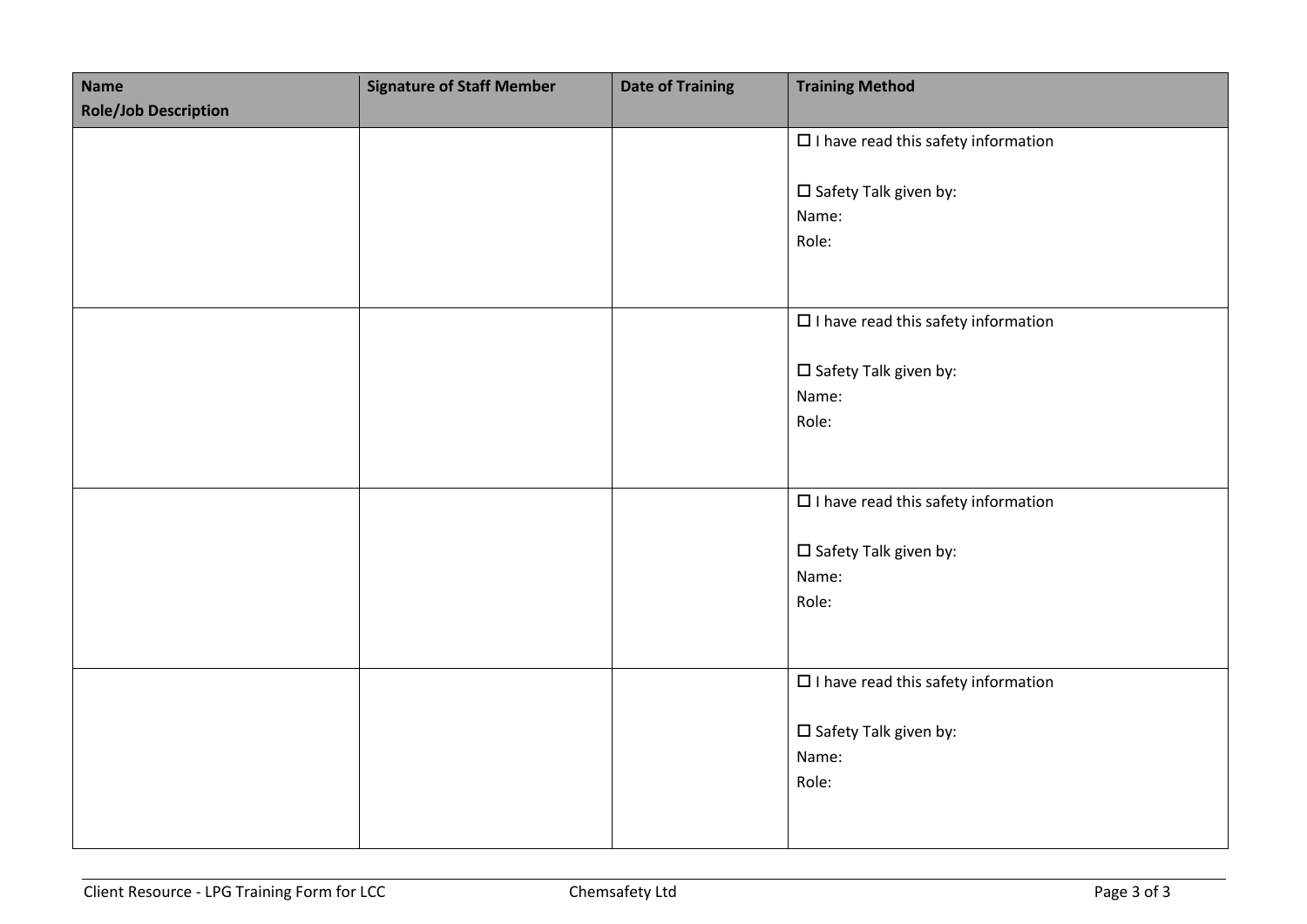| Name<br>Role/Job Description | Signature of Staff Member | Date of Training | Training Method |
|---|---|---|---|
| | | | ☐ I have read this safety information<br><br>☐ Safety Talk given by:<br>Name:<br>Role: |
| | | | ☐ I have read this safety information<br><br>☐ Safety Talk given by:<br>Name:<br>Role: |
| | | | ☐ I have read this safety information<br><br>☐ Safety Talk given by:<br>Name:<br>Role: |
| | | | ☐ I have read this safety information<br><br>☐ Safety Talk given by:<br>Name:<br>Role: |